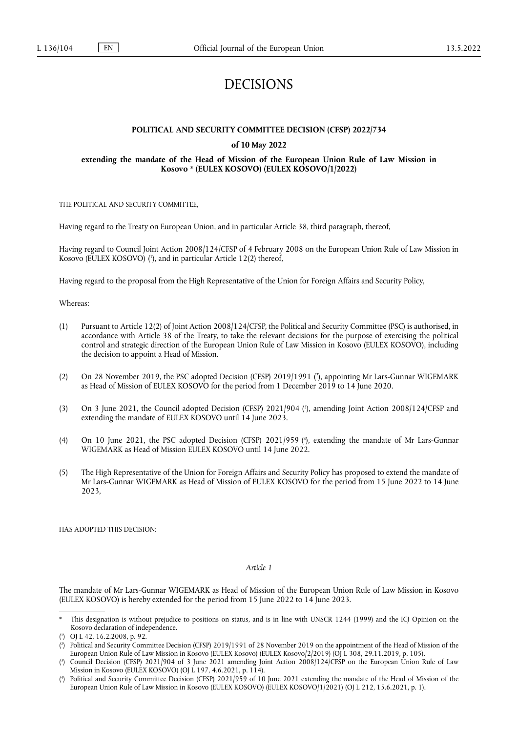# DECISIONS

**POLITICAL AND SECURITY COMMITTEE DECISION (CFSP) 2022/734**

**of 10 May 2022**

**extending the mandate of the Head of Mission of the European Union Rule of Law Mission in Kosovo * (EULEX KOSOVO) (EULEX KOSOVO/1/2022)**

THE POLITICAL AND SECURITY COMMITTEE,

Having regard to the Treaty on European Union, and in particular Article 38, third paragraph, thereof,

Having regard to Council Joint Action 2008/124/CFSP of 4 February 2008 on the European Union Rule of Law Mission in Kosovo (EULEX KOSOVO) [1], and in particular Article 12(2) thereof,

Having regard to the proposal from the High Representative of the Union for Foreign Affairs and Security Policy,

Whereas:

(1) Pursuant to Article 12(2) of Joint Action 2008/124/CFSP, the Political and Security Committee (PSC) is authorised, in accordance with Article 38 of the Treaty, to take the relevant decisions for the purpose of exercising the political control and strategic direction of the European Union Rule of Law Mission in Kosovo (EULEX KOSOVO), including the decision to appoint a Head of Mission.

(2) On 28 November 2019, the PSC adopted Decision (CFSP) 2019/1991 [2], appointing Mr Lars-Gunnar WIGEMARK as Head of Mission of EULEX KOSOVO for the period from 1 December 2019 to 14 June 2020.

(3) On 3 June 2021, the Council adopted Decision (CFSP) 2021/904 [3], amending Joint Action 2008/124/CFSP and extending the mandate of EULEX KOSOVO until 14 June 2023.

(4) On 10 June 2021, the PSC adopted Decision (CFSP) 2021/959 [4], extending the mandate of Mr Lars-Gunnar WIGEMARK as Head of Mission EULEX KOSOVO until 14 June 2022.

(5) The High Representative of the Union for Foreign Affairs and Security Policy has proposed to extend the mandate of Mr Lars-Gunnar WIGEMARK as Head of Mission of EULEX KOSOVO for the period from 15 June 2022 to 14 June 2023,

HAS ADOPTED THIS DECISION:

*Article 1*

The mandate of Mr Lars-Gunnar WIGEMARK as Head of Mission of the European Union Rule of Law Mission in Kosovo (EULEX KOSOVO) is hereby extended for the period from 15 June 2022 to 14 June 2023.

---

* This designation is without prejudice to positions on status, and is in line with UNSCR 1244 (1999) and the ICJ Opinion on the Kosovo declaration of independence.

[1] OJ L 42, 16.2.2008, p. 92.

[2] Political and Security Committee Decision (CFSP) 2019/1991 of 28 November 2019 on the appointment of the Head of Mission of the European Union Rule of Law Mission in Kosovo (EULEX Kosovo) (EULEX Kosovo/2/2019) (OJ L 308, 29.11.2019, p. 105).

[3] Council Decision (CFSP) 2021/904 of 3 June 2021 amending Joint Action 2008/124/CFSP on the European Union Rule of Law Mission in Kosovo (EULEX KOSOVO) (OJ L 197, 4.6.2021, p. 114).

[4] Political and Security Committee Decision (CFSP) 2021/959 of 10 June 2021 extending the mandate of the Head of Mission of the European Union Rule of Law Mission in Kosovo (EULEX KOSOVO) (EULEX KOSOVO/1/2021) (OJ L 212, 15.6.2021, p. 1).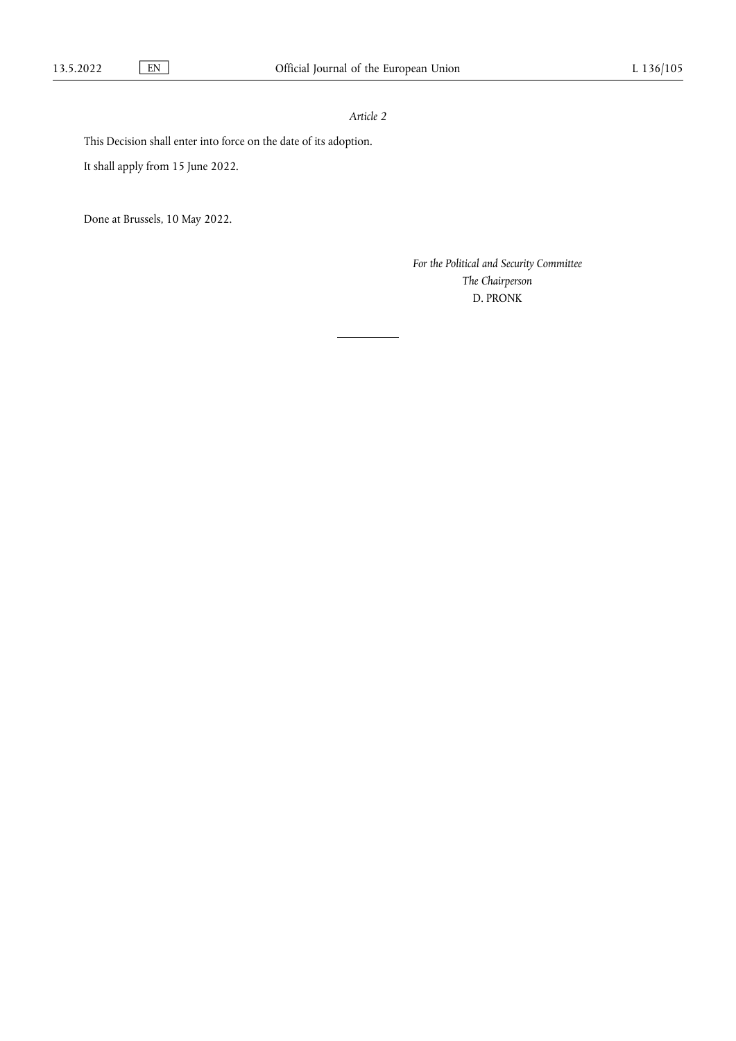*Article 2*

This Decision shall enter into force on the date of its adoption.

It shall apply from 15 June 2022.

Done at Brussels, 10 May 2022.

*For the Political and Security Committee*

*The Chairperson*

D. PRONK